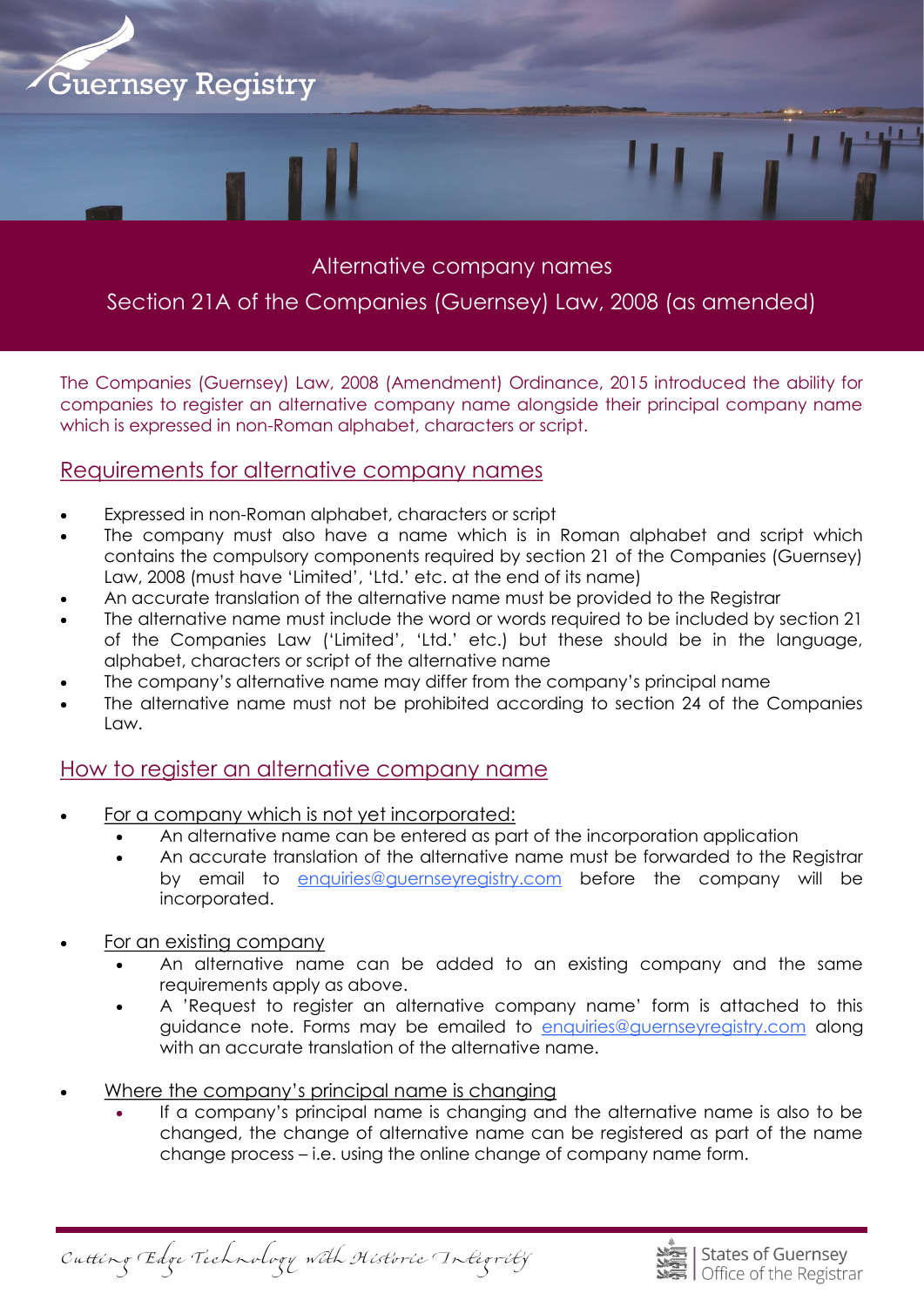Guernsey Registry

# Alternative company names

## Section 21A of the Companies (Guernsey) Law, 2008 (as amended)

The Companies (Guernsey) Law, 2008 (Amendment) Ordinance, 2015 introduced the ability for companies to register an alternative company name alongside their principal company name which is expressed in non-Roman alphabet, characters or script.

## Requirements for alternative company names

- Expressed in non-Roman alphabet, characters or script
- The company must also have a name which is in Roman alphabet and script which contains the compulsory components required by section 21 of the Companies (Guernsey) Law, 2008 (must have 'Limited', 'Ltd.' etc. at the end of its name)
- An accurate translation of the alternative name must be provided to the Registrar
- The alternative name must include the word or words required to be included by section 21 of the Companies Law ('Limited', 'Ltd.' etc.) but these should be in the language, alphabet, characters or script of the alternative name
- The company's alternative name may differ from the company's principal name
- The alternative name must not be prohibited according to section 24 of the Companies Law.

## How to register an alternative company name

- For a company which is not yet incorporated:
  - An alternative name can be entered as part of the incorporation application
  - An accurate translation of the alternative name must be forwarded to the Registrar by email to enquiries@guernseyregistry.com before the company will be incorporated.

- For an existing company
  - An alternative name can be added to an existing company and the same requirements apply as above.
  - A 'Request to register an alternative company name' form is attached to this guidance note. Forms may be emailed to enquiries@guernseyregistry.com along with an accurate translation of the alternative name.

- Where the company's principal name is changing
  - If a company's principal name is changing and the alternative name is also to be changed, the change of alternative name can be registered as part of the name change process – i.e. using the online change of company name form.

*Cutting Edge Technology with Historic Integrity*

States of Guernsey | Office of the Registrar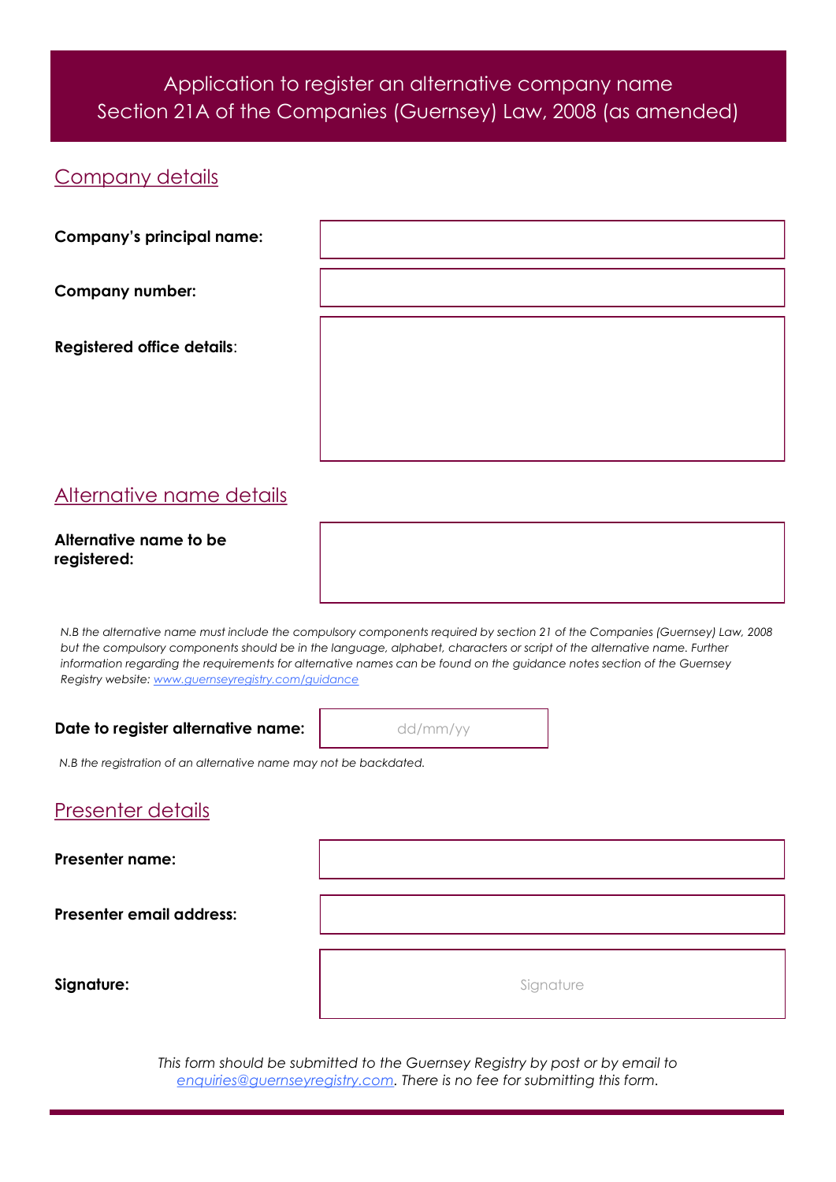# Application to register an alternative company name
# Section 21A of the Companies (Guernsey) Law, 2008 (as amended)

## Company details

**Company's principal name:**

**Company number:**

**Registered office details**:

## Alternative name details

**Alternative name to be registered:**

*N.B the alternative name must include the compulsory components required by section 21 of the Companies (Guernsey) Law, 2008 but the compulsory components should be in the language, alphabet, characters or script of the alternative name. Further information regarding the requirements for alternative names can be found on the guidance notes section of the Guernsey Registry website: www.guernseyregistry.com/guidance*

**Date to register alternative name:** dd/mm/yy

*N.B the registration of an alternative name may not be backdated.*

## Presenter details

**Presenter name:**

**Presenter email address:**

**Signature:** Signature

*This form should be submitted to the Guernsey Registry by post or by email to enquiries@guernseyregistry.com. There is no fee for submitting this form.*